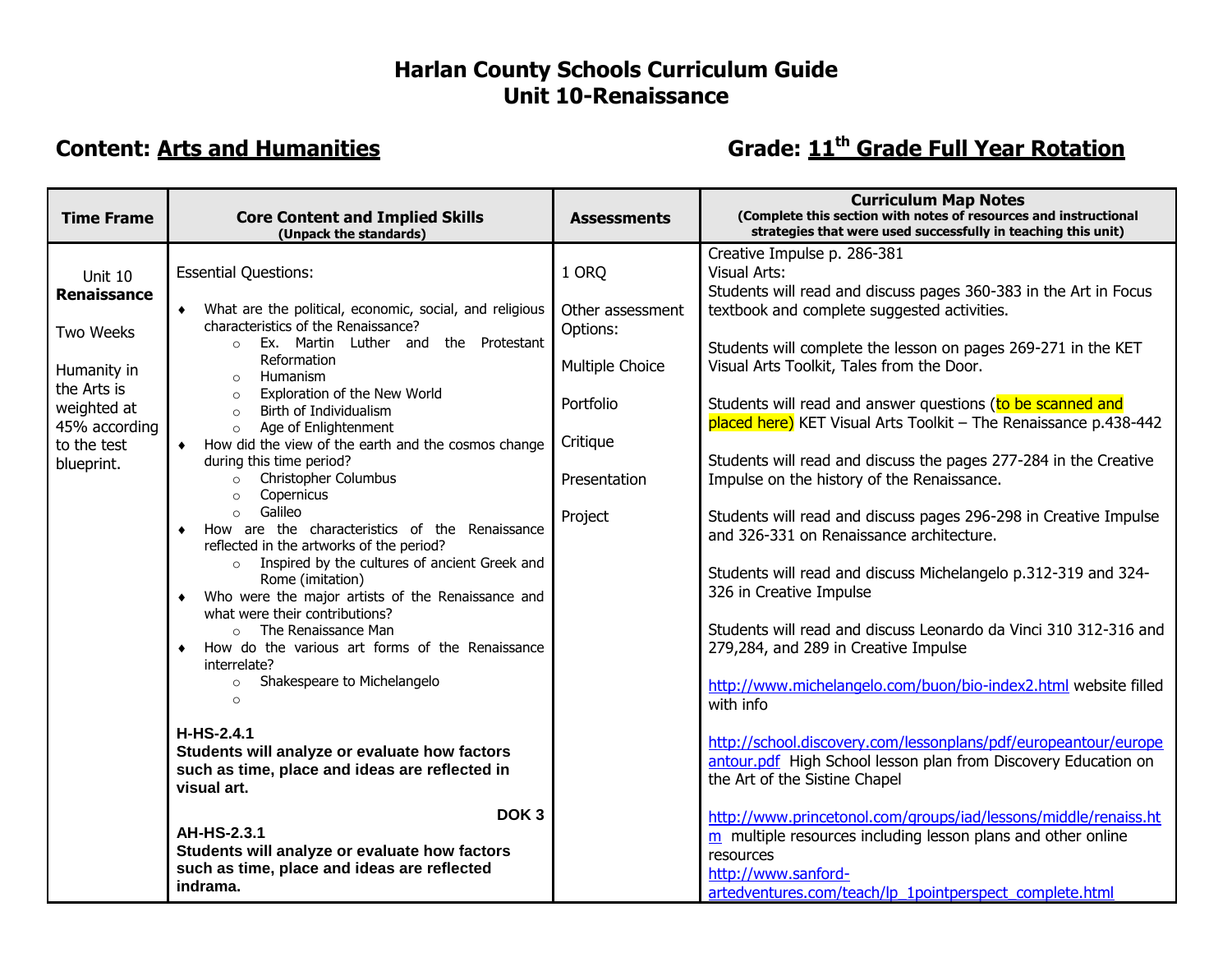# Harlan County Schools Curriculum Guide
# Unit 10-Renaissance

**Content: Arts and Humanities** **Grade: 11th Grade Full Year Rotation**

| Time Frame | Core Content and Implied Skills (Unpack the standards) | Assessments | Curriculum Map Notes (Complete this section with notes of resources and instructional strategies that were used successfully in teaching this unit) |
|---|---|---|---|
| Unit 10 **Renaissance**<br><br>Two Weeks<br><br>Humanity in the Arts is weighted at 45% according to the test blueprint. | Essential Questions:<br><br>♦ What are the political, economic, social, and religious characteristics of the Renaissance?<br>○ Ex. Martin Luther and the Protestant Reformation<br>○ Humanism<br>○ Exploration of the New World<br>○ Birth of Individualism<br>○ Age of Enlightenment<br>♦ How did the view of the earth and the cosmos change during this time period?<br>○ Christopher Columbus<br>○ Copernicus<br>○ Galileo<br>♦ How are the characteristics of the Renaissance reflected in the artworks of the period?<br>○ Inspired by the cultures of ancient Greek and Rome (imitation)<br>♦ Who were the major artists of the Renaissance and what were their contributions?<br>○ The Renaissance Man<br>♦ How do the various art forms of the Renaissance interrelate?<br>○ Shakespeare to Michelangelo<br>○<br><br>**H-HS-2.4.1**<br>**Students will analyze or evaluate how factors such as time, place and ideas are reflected in visual art.**<br>**DOK 3**<br>**AH-HS-2.3.1**<br>**Students will analyze or evaluate how factors such as time, place and ideas are reflected indrama.** | 1 ORQ<br><br>Other assessment Options:<br><br>Multiple Choice<br><br>Portfolio<br><br>Critique<br><br>Presentation<br><br>Project | Creative Impulse p. 286-381<br>Visual Arts:<br>Students will read and discuss pages 360-383 in the Art in Focus textbook and complete suggested activities.<br><br>Students will complete the lesson on pages 269-271 in the KET Visual Arts Toolkit, Tales from the Door.<br><br>Students will read and answer questions (to be scanned and placed here) KET Visual Arts Toolkit – The Renaissance p.438-442<br><br>Students will read and discuss the pages 277-284 in the Creative Impulse on the history of the Renaissance.<br><br>Students will read and discuss pages 296-298 in Creative Impulse and 326-331 on Renaissance architecture.<br><br>Students will read and discuss Michelangelo p.312-319 and 324-326 in Creative Impulse<br><br>Students will read and discuss Leonardo da Vinci 310 312-316 and 279,284, and 289 in Creative Impulse<br><br>http://www.michelangelo.com/buon/bio-index2.html website filled with info<br><br>http://school.discovery.com/lessonplans/pdf/europeantour/europeantour.pdf High School lesson plan from Discovery Education on the Art of the Sistine Chapel<br><br>http://www.princetonol.com/groups/iad/lessons/middle/renaiss.htm multiple resources including lesson plans and other online resources<br>http://www.sanford-artedventures.com/teach/lp_1pointperspect_complete.html |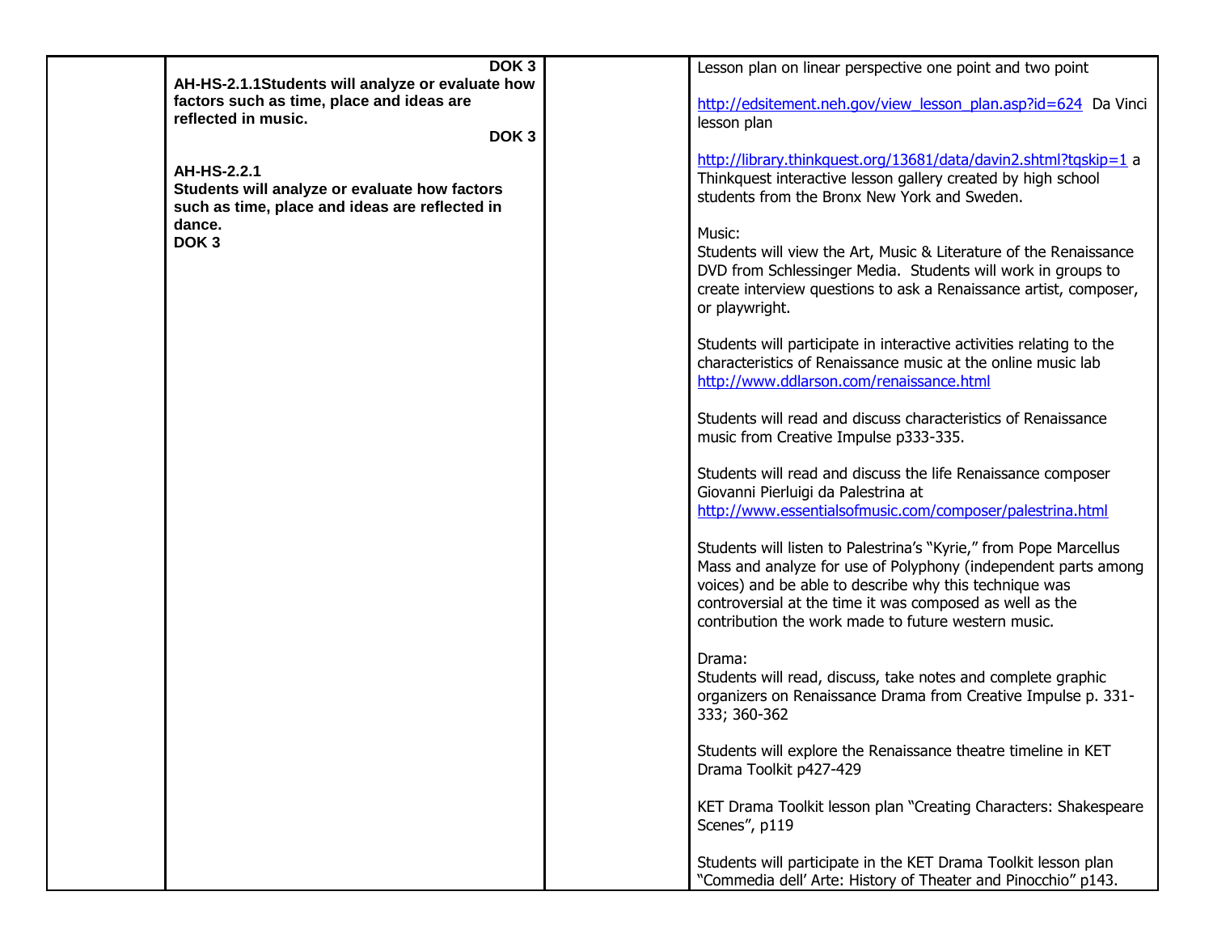| | | | |
|---|---|---|---|
| | **DOK 3**<br>**AH-HS-2.1.1Students will analyze or evaluate how factors such as time, place and ideas are reflected in music.**<br>**DOK 3**<br><br>**AH-HS-2.2.1**<br>**Students will analyze or evaluate how factors such as time, place and ideas are reflected in dance.**<br>**DOK 3** | | Lesson plan on linear perspective one point and two point<br><br>http://edsitement.neh.gov/view_lesson_plan.asp?id=624 Da Vinci lesson plan<br><br>http://library.thinkquest.org/13681/data/davin2.shtml?tqskip=1 a Thinkquest interactive lesson gallery created by high school students from the Bronx New York and Sweden.<br><br>Music:<br>Students will view the Art, Music & Literature of the Renaissance DVD from Schlessinger Media. Students will work in groups to create interview questions to ask a Renaissance artist, composer, or playwright.<br><br>Students will participate in interactive activities relating to the characteristics of Renaissance music at the online music lab http://www.ddlarson.com/renaissance.html<br><br>Students will read and discuss characteristics of Renaissance music from Creative Impulse p333-335.<br><br>Students will read and discuss the life Renaissance composer Giovanni Pierluigi da Palestrina at http://www.essentialsofmusic.com/composer/palestrina.html<br><br>Students will listen to Palestrina's "Kyrie," from Pope Marcellus Mass and analyze for use of Polyphony (independent parts among voices) and be able to describe why this technique was controversial at the time it was composed as well as the contribution the work made to future western music.<br><br>Drama:<br>Students will read, discuss, take notes and complete graphic organizers on Renaissance Drama from Creative Impulse p. 331-333; 360-362<br><br>Students will explore the Renaissance theatre timeline in KET Drama Toolkit p427-429<br><br>KET Drama Toolkit lesson plan "Creating Characters: Shakespeare Scenes", p119<br><br>Students will participate in the KET Drama Toolkit lesson plan "Commedia dell' Arte: History of Theater and Pinocchio" p143. |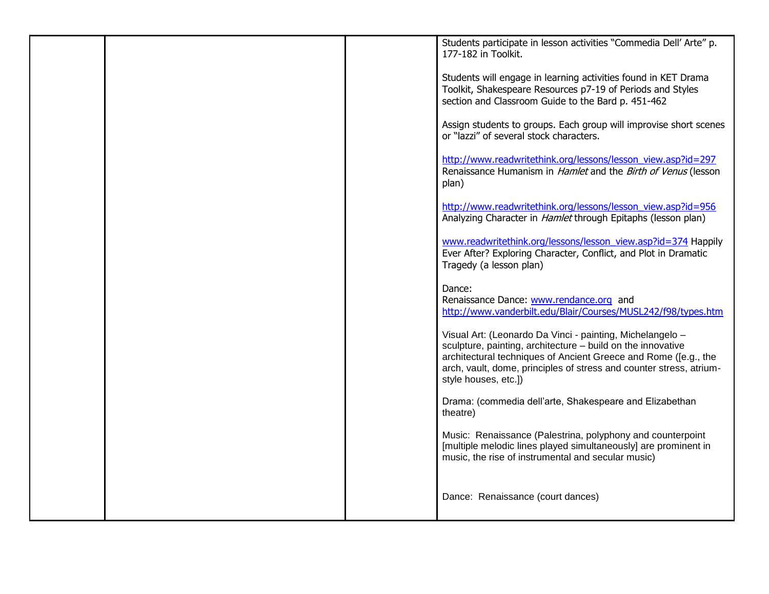| | | | |
|---|---|---|---|
| | | | Students participate in lesson activities "Commedia Dell' Arte" p. 177-182 in Toolkit.<br><br>Students will engage in learning activities found in KET Drama Toolkit, Shakespeare Resources p7-19 of Periods and Styles section and Classroom Guide to the Bard p. 451-462<br><br>Assign students to groups. Each group will improvise short scenes or "lazzi" of several stock characters.<br><br>http://www.readwritethink.org/lessons/lesson_view.asp?id=297 Renaissance Humanism in *Hamlet* and the *Birth of Venus* (lesson plan)<br><br>http://www.readwritethink.org/lessons/lesson_view.asp?id=956 Analyzing Character in *Hamlet* through Epitaphs (lesson plan)<br><br>www.readwritethink.org/lessons/lesson_view.asp?id=374 Happily Ever After? Exploring Character, Conflict, and Plot in Dramatic Tragedy (a lesson plan)<br><br>Dance:<br>Renaissance Dance: www.rendance.org and http://www.vanderbilt.edu/Blair/Courses/MUSL242/f98/types.htm<br><br>Visual Art: (Leonardo Da Vinci - painting, Michelangelo – sculpture, painting, architecture – build on the innovative architectural techniques of Ancient Greece and Rome ([e.g., the arch, vault, dome, principles of stress and counter stress, atrium-style houses, etc.])<br><br>Drama: (commedia dell'arte, Shakespeare and Elizabethan theatre)<br><br>Music: Renaissance (Palestrina, polyphony and counterpoint [multiple melodic lines played simultaneously] are prominent in music, the rise of instrumental and secular music)<br><br>Dance: Renaissance (court dances) |